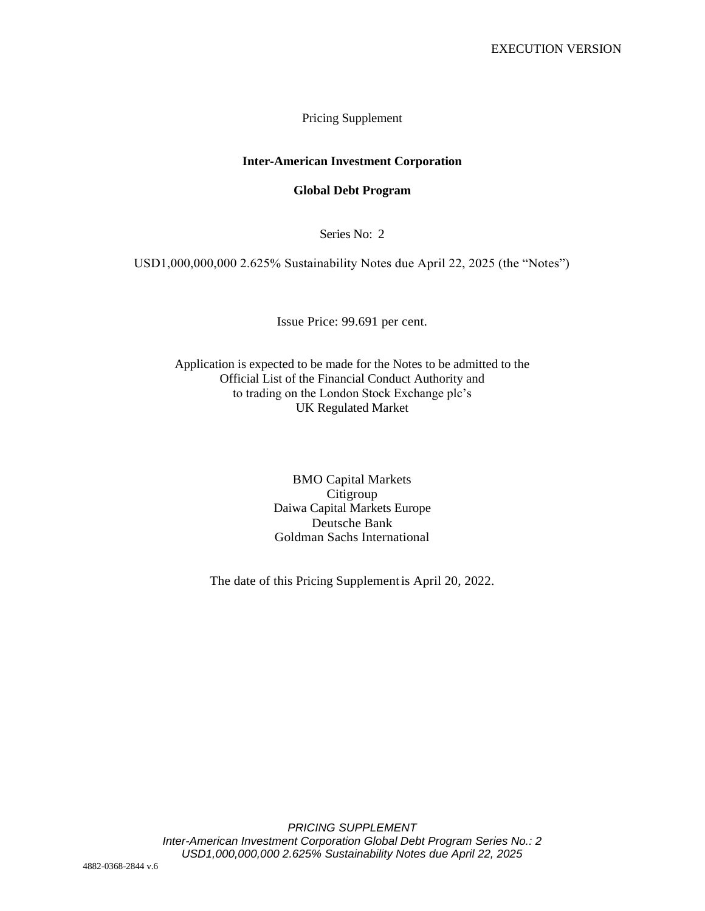EXECUTION VERSION

Pricing Supplement

**Inter-American Investment Corporation**

**Global Debt Program**

Series No: 2

USD1,000,000,000 2.625% Sustainability Notes due April 22, 2025 (the "Notes")

Issue Price: 99.691 per cent.

Application is expected to be made for the Notes to be admitted to the Official List of the Financial Conduct Authority and to trading on the London Stock Exchange plc's UK Regulated Market

BMO Capital Markets
Citigroup
Daiwa Capital Markets Europe
Deutsche Bank
Goldman Sachs International

The date of this Pricing Supplement is April 20, 2022.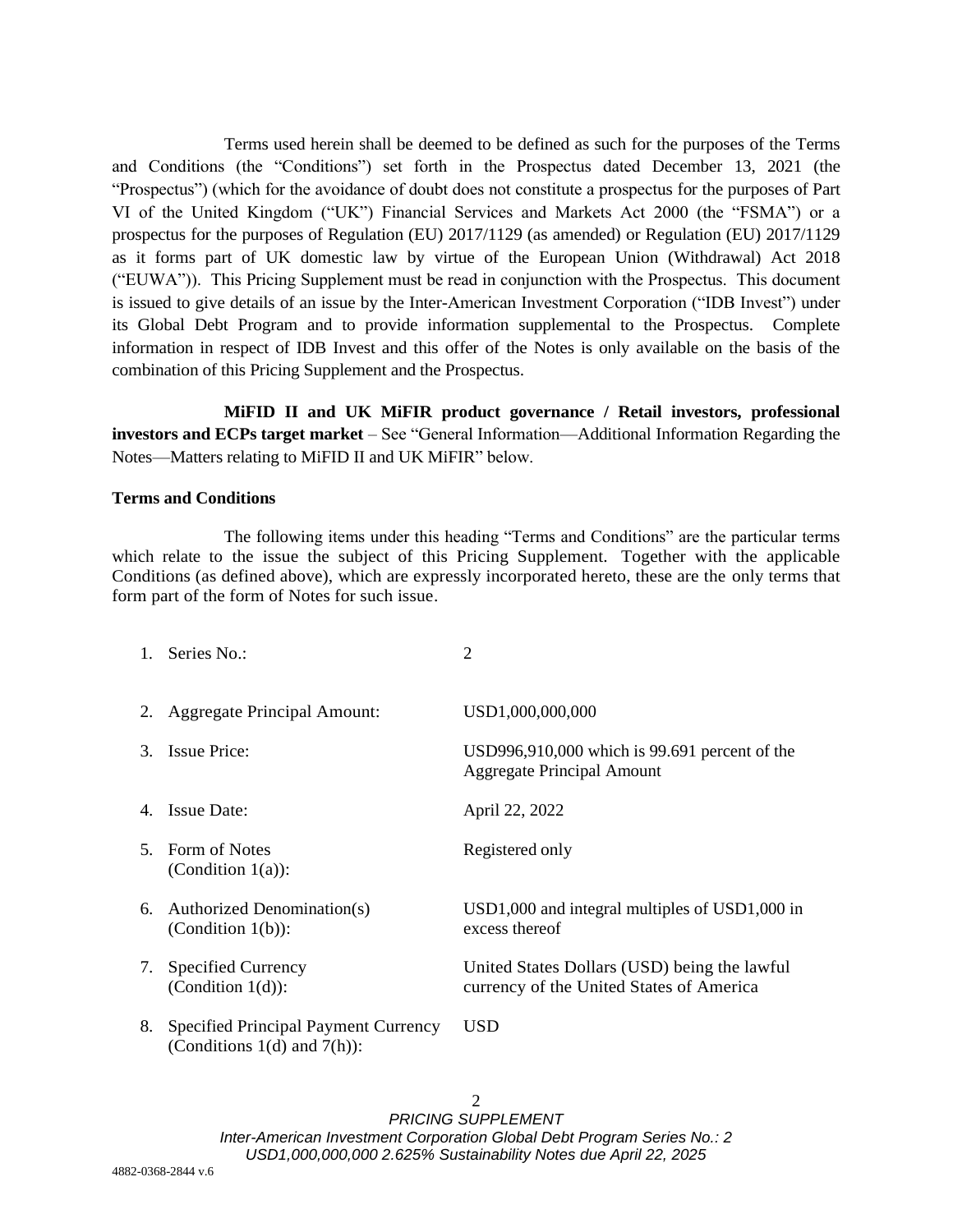Terms used herein shall be deemed to be defined as such for the purposes of the Terms and Conditions (the "Conditions") set forth in the Prospectus dated December 13, 2021 (the "Prospectus") (which for the avoidance of doubt does not constitute a prospectus for the purposes of Part VI of the United Kingdom ("UK") Financial Services and Markets Act 2000 (the "FSMA") or a prospectus for the purposes of Regulation (EU) 2017/1129 (as amended) or Regulation (EU) 2017/1129 as it forms part of UK domestic law by virtue of the European Union (Withdrawal) Act 2018 ("EUWA")). This Pricing Supplement must be read in conjunction with the Prospectus. This document is issued to give details of an issue by the Inter-American Investment Corporation ("IDB Invest") under its Global Debt Program and to provide information supplemental to the Prospectus. Complete information in respect of IDB Invest and this offer of the Notes is only available on the basis of the combination of this Pricing Supplement and the Prospectus.

**MiFID II and UK MiFIR product governance / Retail investors, professional investors and ECPs target market** – See "General Information—Additional Information Regarding the Notes—Matters relating to MiFID II and UK MiFIR" below.

**Terms and Conditions**

The following items under this heading "Terms and Conditions" are the particular terms which relate to the issue the subject of this Pricing Supplement. Together with the applicable Conditions (as defined above), which are expressly incorporated hereto, these are the only terms that form part of the form of Notes for such issue.

| | | |
|---|---|---|
| 1. | Series No.: | 2 |
| 2. | Aggregate Principal Amount: | USD1,000,000,000 |
| 3. | Issue Price: | USD996,910,000 which is 99.691 percent of the Aggregate Principal Amount |
| 4. | Issue Date: | April 22, 2022 |
| 5. | Form of Notes (Condition 1(a)): | Registered only |
| 6. | Authorized Denomination(s) (Condition 1(b)): | USD1,000 and integral multiples of USD1,000 in excess thereof |
| 7. | Specified Currency (Condition 1(d)): | United States Dollars (USD) being the lawful currency of the United States of America |
| 8. | Specified Principal Payment Currency (Conditions 1(d) and 7(h)): | USD |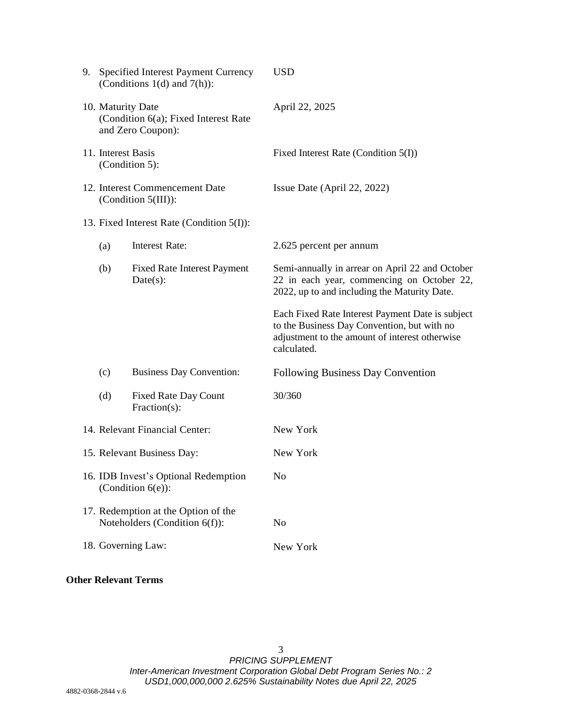9. Specified Interest Payment Currency (Conditions 1(d) and 7(h)): USD

10. Maturity Date (Condition 6(a); Fixed Interest Rate and Zero Coupon): April 22, 2025

11. Interest Basis (Condition 5): Fixed Interest Rate (Condition 5(I))

12. Interest Commencement Date (Condition 5(III)): Issue Date (April 22, 2022)

13. Fixed Interest Rate (Condition 5(I)):

    (a) Interest Rate: 2.625 percent per annum

    (b) Fixed Rate Interest Payment Date(s): Semi-annually in arrear on April 22 and October 22 in each year, commencing on October 22, 2022, up to and including the Maturity Date.

    Each Fixed Rate Interest Payment Date is subject to the Business Day Convention, but with no adjustment to the amount of interest otherwise calculated.

    (c) Business Day Convention: Following Business Day Convention

    (d) Fixed Rate Day Count Fraction(s): 30/360

14. Relevant Financial Center: New York

15. Relevant Business Day: New York

16. IDB Invest's Optional Redemption (Condition 6(e)): No

17. Redemption at the Option of the Noteholders (Condition 6(f)): No

18. Governing Law: New York

**Other Relevant Terms**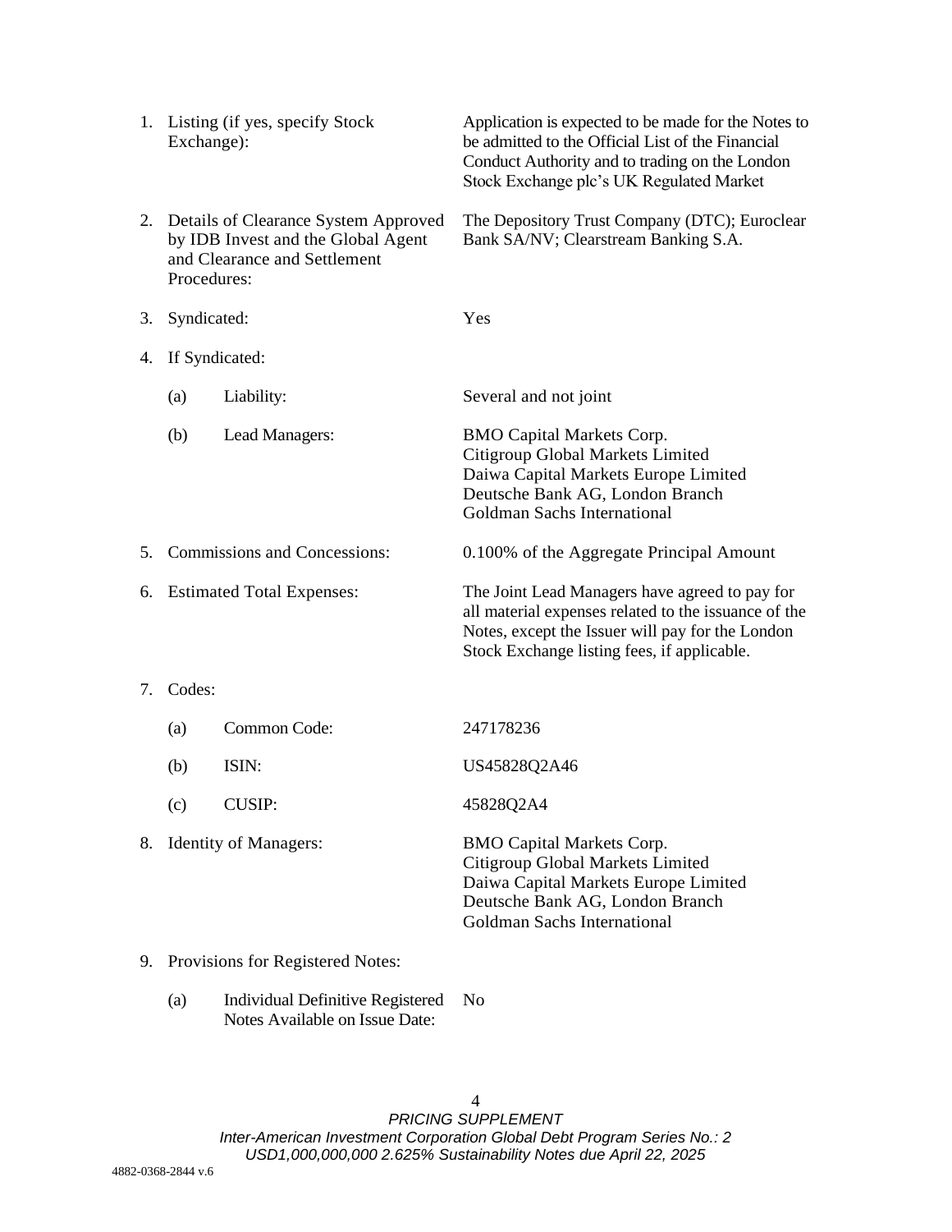| | | |
|---|---|---|
| 1. | Listing (if yes, specify Stock Exchange): | Application is expected to be made for the Notes to be admitted to the Official List of the Financial Conduct Authority and to trading on the London Stock Exchange plc's UK Regulated Market |
| 2. | Details of Clearance System Approved by IDB Invest and the Global Agent and Clearance and Settlement Procedures: | The Depository Trust Company (DTC); Euroclear Bank SA/NV; Clearstream Banking S.A. |
| 3. | Syndicated: | Yes |
| 4. | If Syndicated: | |
| | (a) Liability: | Several and not joint |
| | (b) Lead Managers: | BMO Capital Markets Corp.<br>Citigroup Global Markets Limited<br>Daiwa Capital Markets Europe Limited<br>Deutsche Bank AG, London Branch<br>Goldman Sachs International |
| 5. | Commissions and Concessions: | 0.100% of the Aggregate Principal Amount |
| 6. | Estimated Total Expenses: | The Joint Lead Managers have agreed to pay for all material expenses related to the issuance of the Notes, except the Issuer will pay for the London Stock Exchange listing fees, if applicable. |
| 7. | Codes: | |
| | (a) Common Code: | 247178236 |
| | (b) ISIN: | US45828Q2A46 |
| | (c) CUSIP: | 45828Q2A4 |
| 8. | Identity of Managers: | BMO Capital Markets Corp.<br>Citigroup Global Markets Limited<br>Daiwa Capital Markets Europe Limited<br>Deutsche Bank AG, London Branch<br>Goldman Sachs International |
| 9. | Provisions for Registered Notes: | |
| | (a) Individual Definitive Registered Notes Available on Issue Date: | No |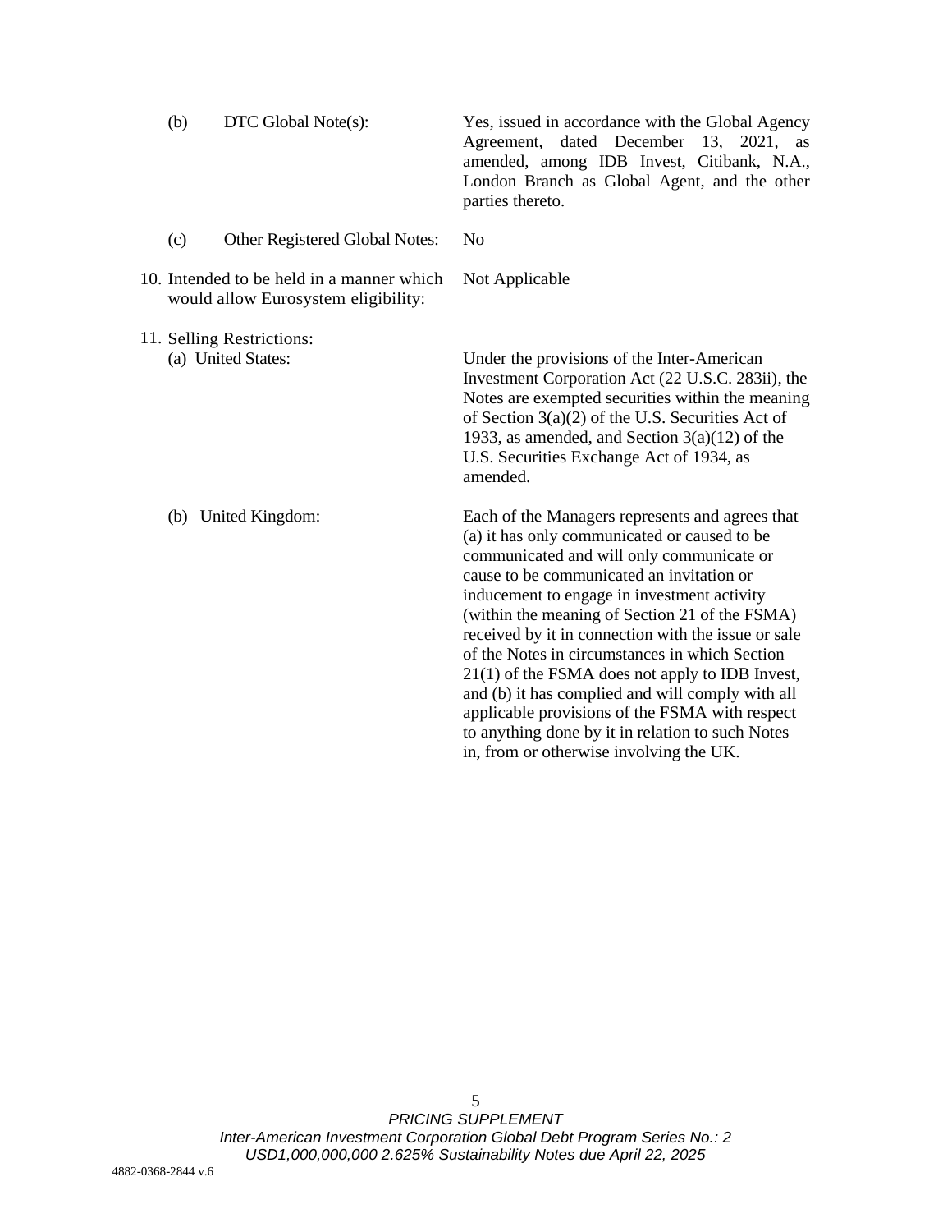| | |
|---|---|
| (b) DTC Global Note(s): | Yes, issued in accordance with the Global Agency Agreement, dated December 13, 2021, as amended, among IDB Invest, Citibank, N.A., London Branch as Global Agent, and the other parties thereto. |
| (c) Other Registered Global Notes: | No |
| 10. Intended to be held in a manner which would allow Eurosystem eligibility: | Not Applicable |
| 11. Selling Restrictions: | |
| (a) United States: | Under the provisions of the Inter-American Investment Corporation Act (22 U.S.C. 283ii), the Notes are exempted securities within the meaning of Section 3(a)(2) of the U.S. Securities Act of 1933, as amended, and Section 3(a)(12) of the U.S. Securities Exchange Act of 1934, as amended. |
| (b) United Kingdom: | Each of the Managers represents and agrees that (a) it has only communicated or caused to be communicated and will only communicate or cause to be communicated an invitation or inducement to engage in investment activity (within the meaning of Section 21 of the FSMA) received by it in connection with the issue or sale of the Notes in circumstances in which Section 21(1) of the FSMA does not apply to IDB Invest, and (b) it has complied and will comply with all applicable provisions of the FSMA with respect to anything done by it in relation to such Notes in, from or otherwise involving the UK. |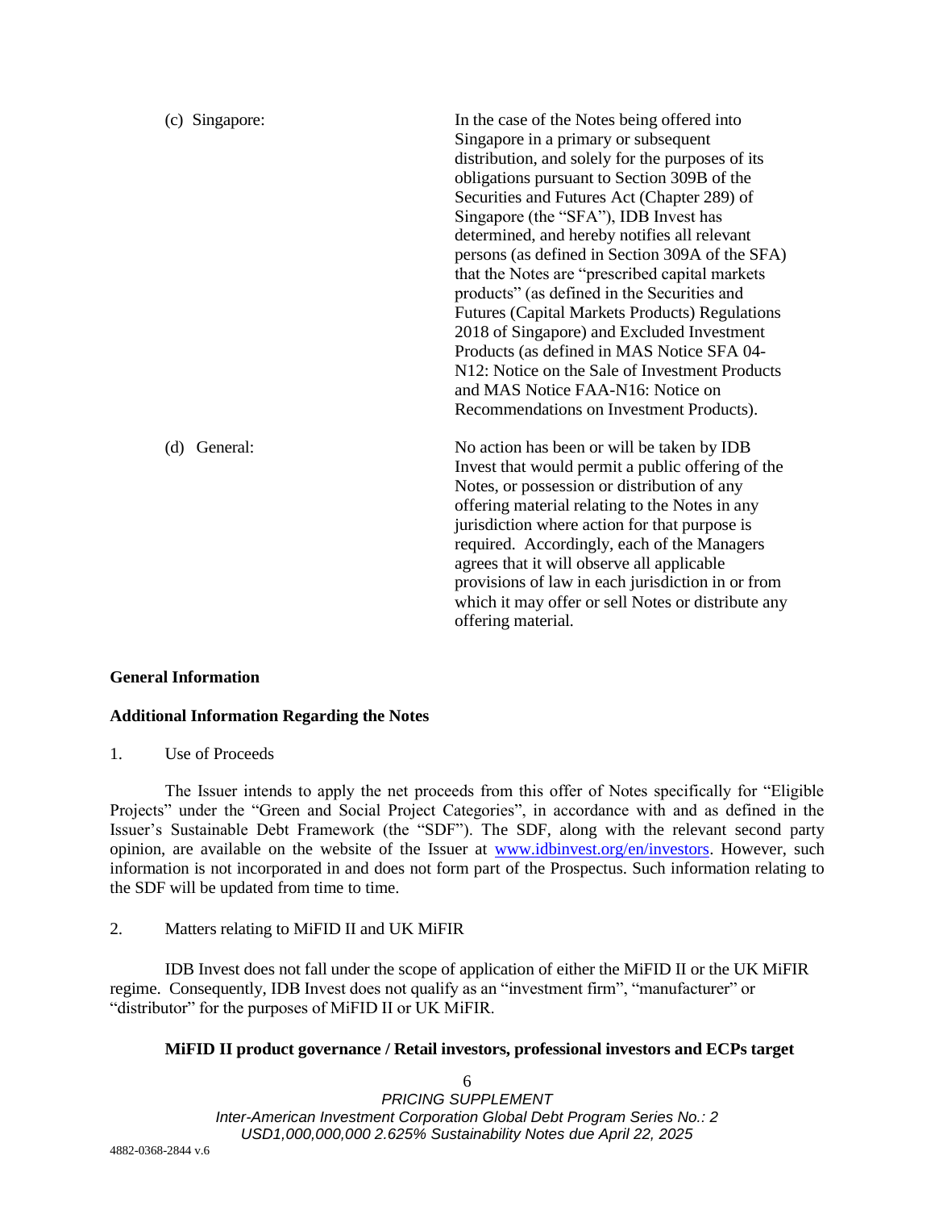| | |
|---|---|
| (c) Singapore: | In the case of the Notes being offered into Singapore in a primary or subsequent distribution, and solely for the purposes of its obligations pursuant to Section 309B of the Securities and Futures Act (Chapter 289) of Singapore (the "SFA"), IDB Invest has determined, and hereby notifies all relevant persons (as defined in Section 309A of the SFA) that the Notes are "prescribed capital markets products" (as defined in the Securities and Futures (Capital Markets Products) Regulations 2018 of Singapore) and Excluded Investment Products (as defined in MAS Notice SFA 04-N12: Notice on the Sale of Investment Products and MAS Notice FAA-N16: Notice on Recommendations on Investment Products). |
| (d) General: | No action has been or will be taken by IDB Invest that would permit a public offering of the Notes, or possession or distribution of any offering material relating to the Notes in any jurisdiction where action for that purpose is required. Accordingly, each of the Managers agrees that it will observe all applicable provisions of law in each jurisdiction in or from which it may offer or sell Notes or distribute any offering material. |

**General Information**

**Additional Information Regarding the Notes**

1. Use of Proceeds

The Issuer intends to apply the net proceeds from this offer of Notes specifically for "Eligible Projects" under the "Green and Social Project Categories", in accordance with and as defined in the Issuer's Sustainable Debt Framework (the "SDF"). The SDF, along with the relevant second party opinion, are available on the website of the Issuer at www.idbinvest.org/en/investors. However, such information is not incorporated in and does not form part of the Prospectus. Such information relating to the SDF will be updated from time to time.

2. Matters relating to MiFID II and UK MiFIR

IDB Invest does not fall under the scope of application of either the MiFID II or the UK MiFIR regime. Consequently, IDB Invest does not qualify as an "investment firm", "manufacturer" or "distributor" for the purposes of MiFID II or UK MiFIR.

**MiFID II product governance / Retail investors, professional investors and ECPs target**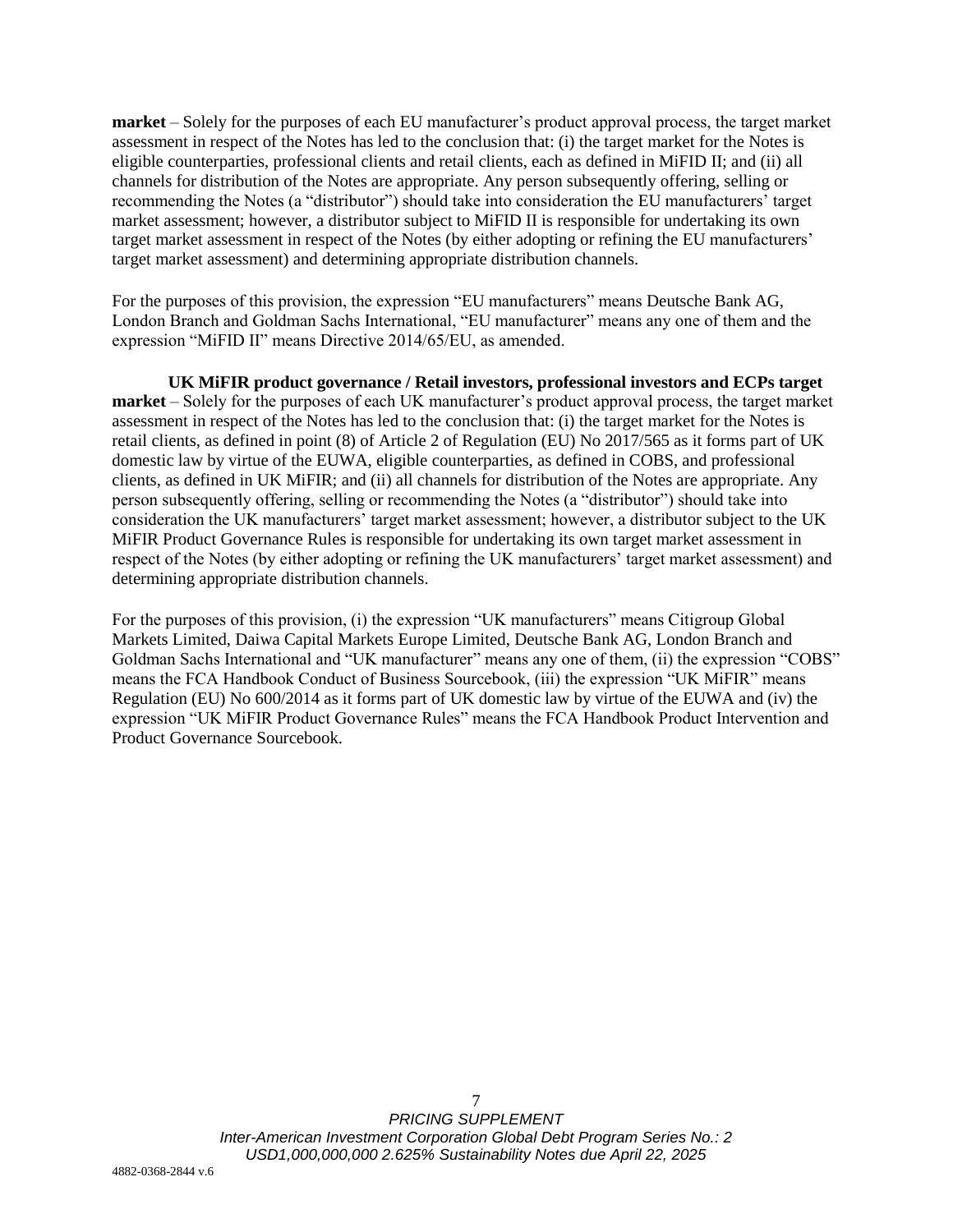**market** – Solely for the purposes of each EU manufacturer's product approval process, the target market assessment in respect of the Notes has led to the conclusion that: (i) the target market for the Notes is eligible counterparties, professional clients and retail clients, each as defined in MiFID II; and (ii) all channels for distribution of the Notes are appropriate. Any person subsequently offering, selling or recommending the Notes (a "distributor") should take into consideration the EU manufacturers' target market assessment; however, a distributor subject to MiFID II is responsible for undertaking its own target market assessment in respect of the Notes (by either adopting or refining the EU manufacturers' target market assessment) and determining appropriate distribution channels.

For the purposes of this provision, the expression "EU manufacturers" means Deutsche Bank AG, London Branch and Goldman Sachs International, "EU manufacturer" means any one of them and the expression "MiFID II" means Directive 2014/65/EU, as amended.

**UK MiFIR product governance / Retail investors, professional investors and ECPs target market** – Solely for the purposes of each UK manufacturer's product approval process, the target market assessment in respect of the Notes has led to the conclusion that: (i) the target market for the Notes is retail clients, as defined in point (8) of Article 2 of Regulation (EU) No 2017/565 as it forms part of UK domestic law by virtue of the EUWA, eligible counterparties, as defined in COBS, and professional clients, as defined in UK MiFIR; and (ii) all channels for distribution of the Notes are appropriate. Any person subsequently offering, selling or recommending the Notes (a "distributor") should take into consideration the UK manufacturers' target market assessment; however, a distributor subject to the UK MiFIR Product Governance Rules is responsible for undertaking its own target market assessment in respect of the Notes (by either adopting or refining the UK manufacturers' target market assessment) and determining appropriate distribution channels.

For the purposes of this provision, (i) the expression "UK manufacturers" means Citigroup Global Markets Limited, Daiwa Capital Markets Europe Limited, Deutsche Bank AG, London Branch and Goldman Sachs International and "UK manufacturer" means any one of them, (ii) the expression "COBS" means the FCA Handbook Conduct of Business Sourcebook, (iii) the expression "UK MiFIR" means Regulation (EU) No 600/2014 as it forms part of UK domestic law by virtue of the EUWA and (iv) the expression "UK MiFIR Product Governance Rules" means the FCA Handbook Product Intervention and Product Governance Sourcebook.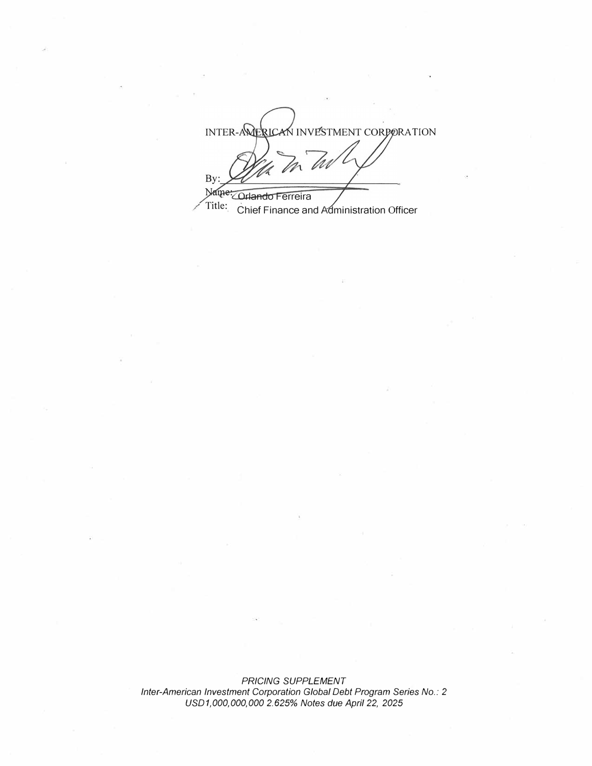INTER-AMERICAN INVESTMENT CORPORATION

By:\_\_\_\_\_\_\_\_\_\_\_\_\_\_\_\_\_\_\_\_\_\_\_\_\_\_\_\_\_\_\_\_

Name: Orlando Ferreira

Title: Chief Finance and Administration Officer